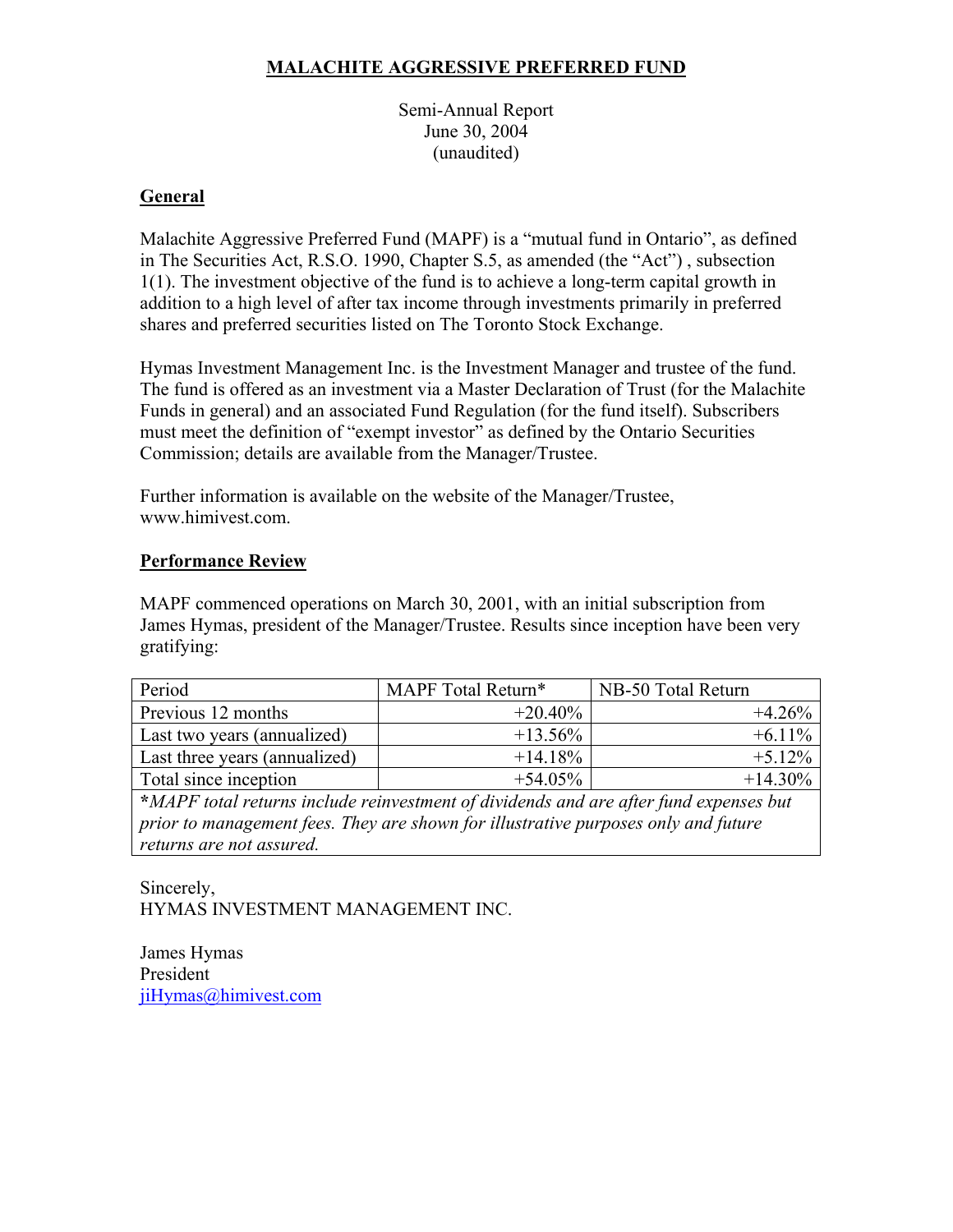# MALACHITE AGGRESSIVE PREFERRED FUND

Semi-Annual Report
June 30, 2004
(unaudited)

## General

Malachite Aggressive Preferred Fund (MAPF) is a "mutual fund in Ontario", as defined in The Securities Act, R.S.O. 1990, Chapter S.5, as amended (the "Act") , subsection 1(1). The investment objective of the fund is to achieve a long-term capital growth in addition to a high level of after tax income through investments primarily in preferred shares and preferred securities listed on The Toronto Stock Exchange.

Hymas Investment Management Inc. is the Investment Manager and trustee of the fund. The fund is offered as an investment via a Master Declaration of Trust (for the Malachite Funds in general) and an associated Fund Regulation (for the fund itself). Subscribers must meet the definition of "exempt investor" as defined by the Ontario Securities Commission; details are available from the Manager/Trustee.

Further information is available on the website of the Manager/Trustee, www.himivest.com.

## Performance Review

MAPF commenced operations on March 30, 2001, with an initial subscription from James Hymas, president of the Manager/Trustee. Results since inception have been very gratifying:

| Period | MAPF Total Return* | NB-50 Total Return |
|---|---:|---:|
| Previous 12 months | +20.40% | +4.26% |
| Last two years (annualized) | +13.56% | +6.11% |
| Last three years (annualized) | +14.18% | +5.12% |
| Total since inception | +54.05% | +14.30% |

**\***_MAPF total returns include reinvestment of dividends and are after fund expenses but prior to management fees. They are shown for illustrative purposes only and future returns are not assured._

Sincerely,
HYMAS INVESTMENT MANAGEMENT INC.

James Hymas
President
jiHymas@himivest.com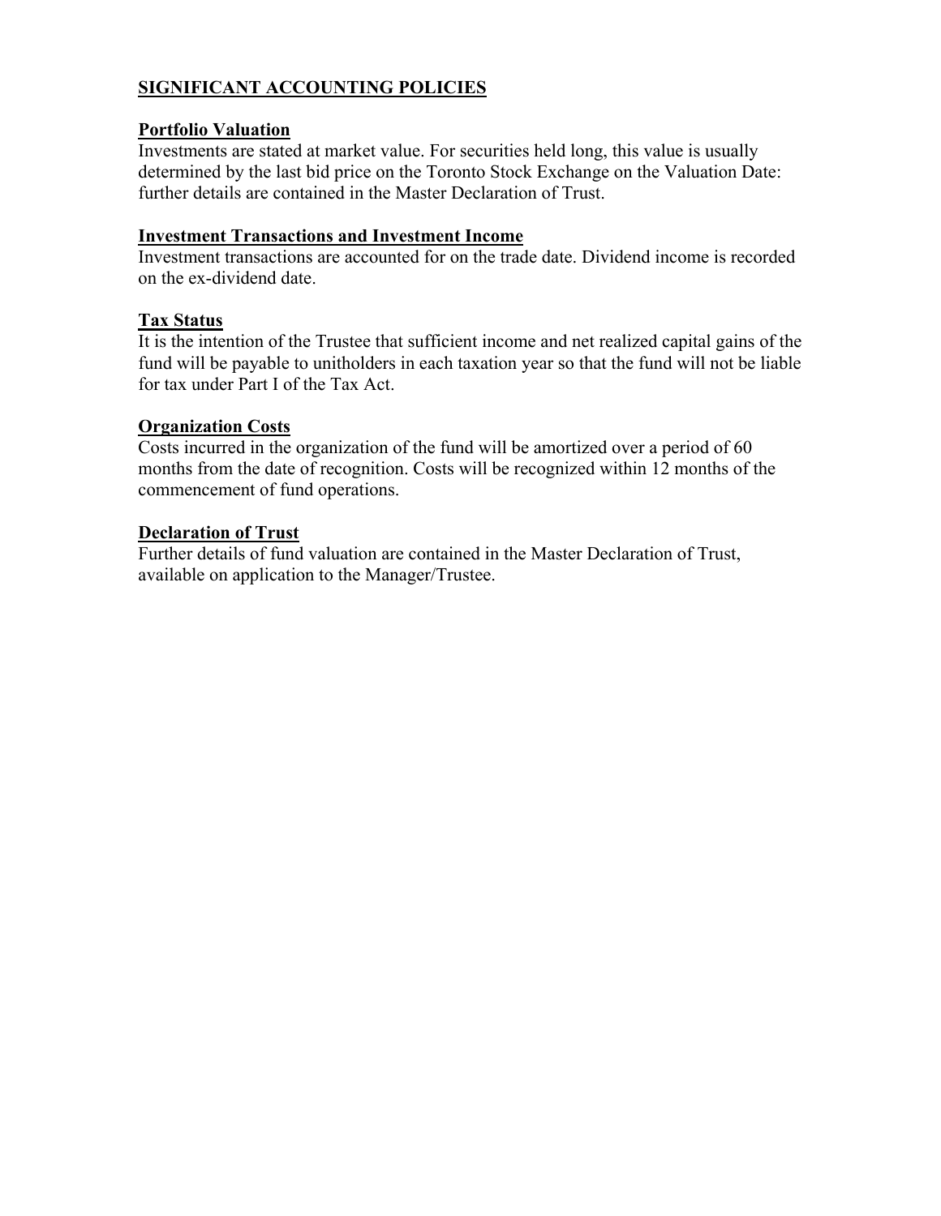## SIGNIFICANT ACCOUNTING POLICIES

### Portfolio Valuation

Investments are stated at market value. For securities held long, this value is usually determined by the last bid price on the Toronto Stock Exchange on the Valuation Date: further details are contained in the Master Declaration of Trust.

### Investment Transactions and Investment Income

Investment transactions are accounted for on the trade date. Dividend income is recorded on the ex-dividend date.

### Tax Status

It is the intention of the Trustee that sufficient income and net realized capital gains of the fund will be payable to unitholders in each taxation year so that the fund will not be liable for tax under Part I of the Tax Act.

### Organization Costs

Costs incurred in the organization of the fund will be amortized over a period of 60 months from the date of recognition. Costs will be recognized within 12 months of the commencement of fund operations.

### Declaration of Trust

Further details of fund valuation are contained in the Master Declaration of Trust, available on application to the Manager/Trustee.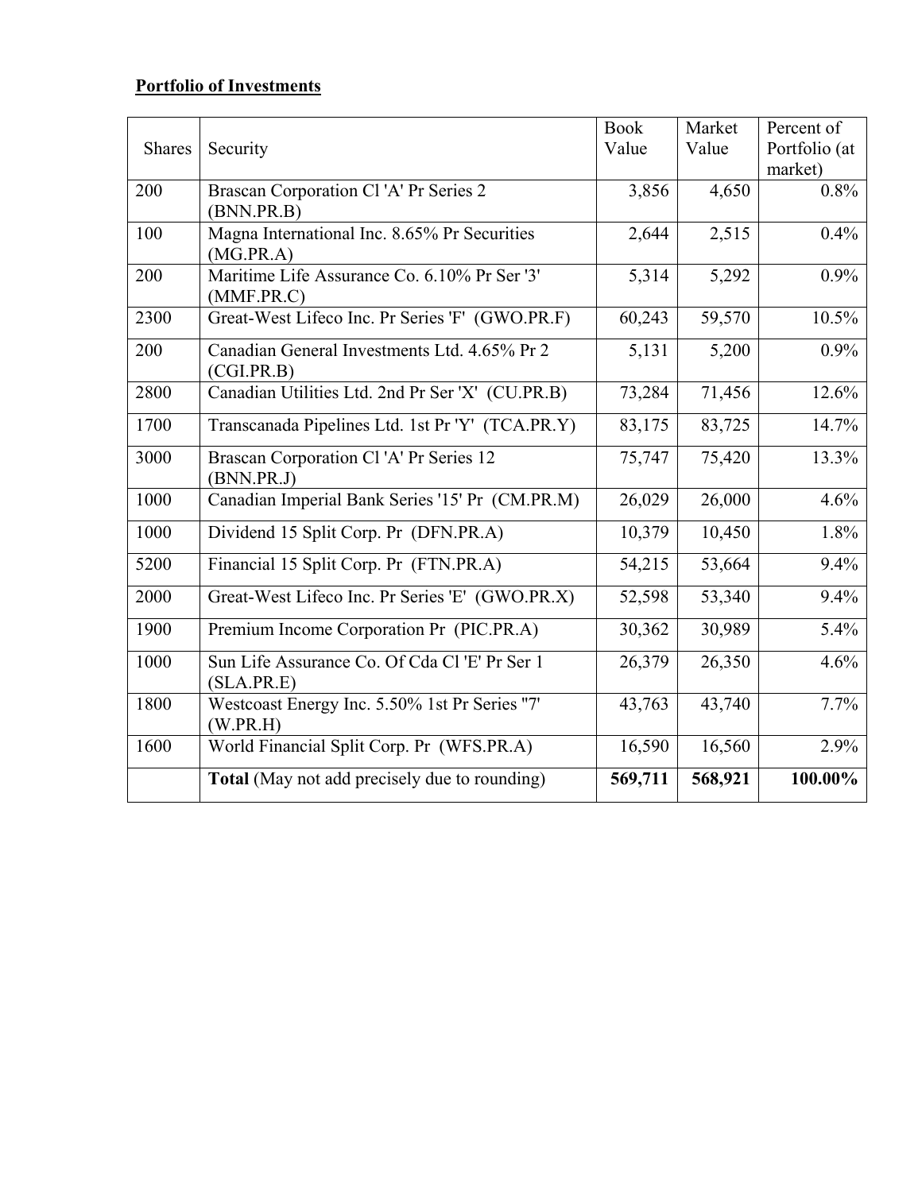**Portfolio of Investments**

| Shares | Security | Book Value | Market Value | Percent of Portfolio (at market) |
|---|---|---|---|---|
| 200 | Brascan Corporation Cl 'A' Pr Series 2 (BNN.PR.B) | 3,856 | 4,650 | 0.8% |
| 100 | Magna International Inc. 8.65% Pr Securities (MG.PR.A) | 2,644 | 2,515 | 0.4% |
| 200 | Maritime Life Assurance Co. 6.10% Pr Ser '3' (MMF.PR.C) | 5,314 | 5,292 | 0.9% |
| 2300 | Great-West Lifeco Inc. Pr Series 'F' (GWO.PR.F) | 60,243 | 59,570 | 10.5% |
| 200 | Canadian General Investments Ltd. 4.65% Pr 2 (CGI.PR.B) | 5,131 | 5,200 | 0.9% |
| 2800 | Canadian Utilities Ltd. 2nd Pr Ser 'X' (CU.PR.B) | 73,284 | 71,456 | 12.6% |
| 1700 | Transcanada Pipelines Ltd. 1st Pr 'Y' (TCA.PR.Y) | 83,175 | 83,725 | 14.7% |
| 3000 | Brascan Corporation Cl 'A' Pr Series 12 (BNN.PR.J) | 75,747 | 75,420 | 13.3% |
| 1000 | Canadian Imperial Bank Series '15' Pr (CM.PR.M) | 26,029 | 26,000 | 4.6% |
| 1000 | Dividend 15 Split Corp. Pr (DFN.PR.A) | 10,379 | 10,450 | 1.8% |
| 5200 | Financial 15 Split Corp. Pr (FTN.PR.A) | 54,215 | 53,664 | 9.4% |
| 2000 | Great-West Lifeco Inc. Pr Series 'E' (GWO.PR.X) | 52,598 | 53,340 | 9.4% |
| 1900 | Premium Income Corporation Pr (PIC.PR.A) | 30,362 | 30,989 | 5.4% |
| 1000 | Sun Life Assurance Co. Of Cda Cl 'E' Pr Ser 1 (SLA.PR.E) | 26,379 | 26,350 | 4.6% |
| 1800 | Westcoast Energy Inc. 5.50% 1st Pr Series "7' (W.PR.H) | 43,763 | 43,740 | 7.7% |
| 1600 | World Financial Split Corp. Pr (WFS.PR.A) | 16,590 | 16,560 | 2.9% |
| | **Total** (May not add precisely due to rounding) | **569,711** | **568,921** | **100.00%** |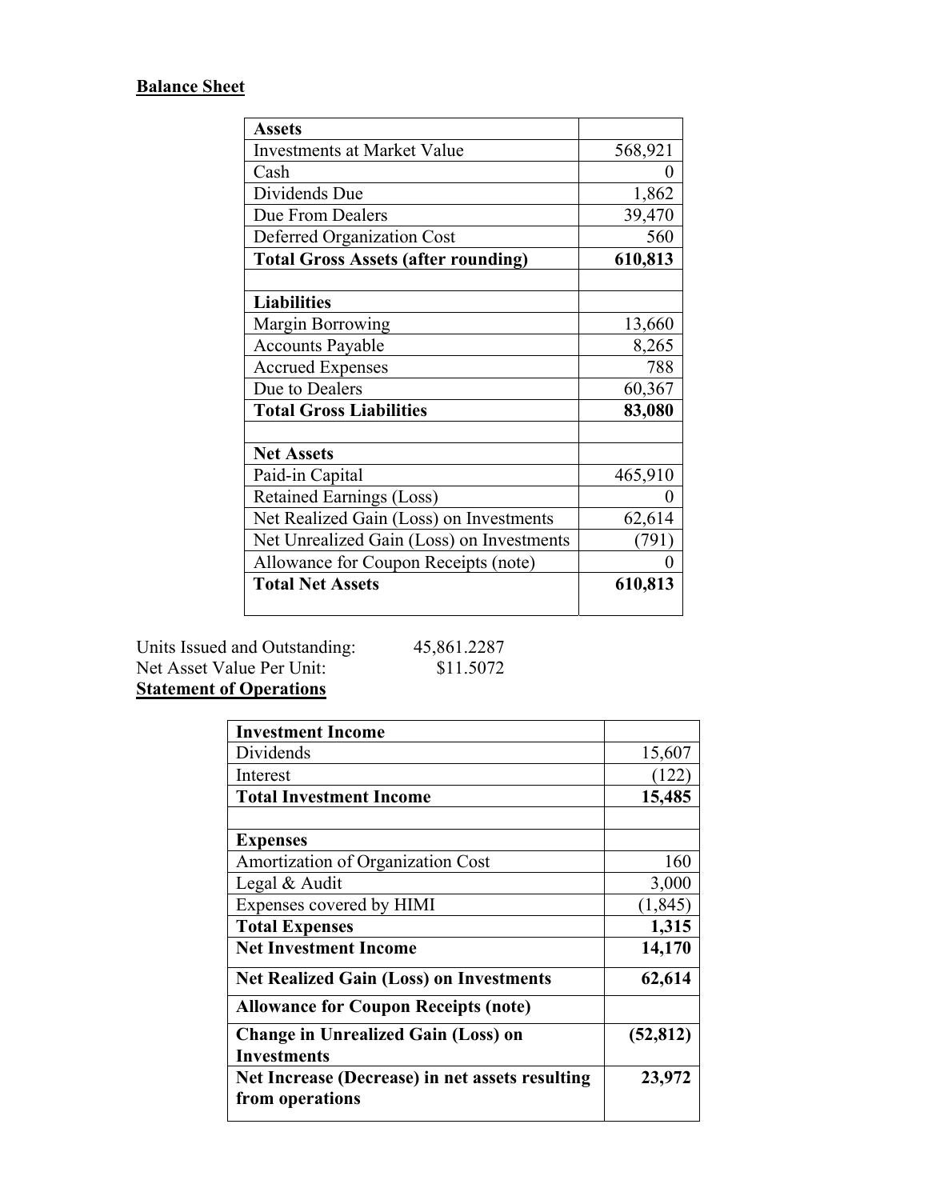**Balance Sheet**

| **Assets** | |
|---|---|
| Investments at Market Value | 568,921 |
| Cash | 0 |
| Dividends Due | 1,862 |
| Due From Dealers | 39,470 |
| Deferred Organization Cost | 560 |
| **Total Gross Assets (after rounding)** | **610,813** |
| | |
| **Liabilities** | |
| Margin Borrowing | 13,660 |
| Accounts Payable | 8,265 |
| Accrued Expenses | 788 |
| Due to Dealers | 60,367 |
| **Total Gross Liabilities** | **83,080** |
| | |
| **Net Assets** | |
| Paid-in Capital | 465,910 |
| Retained Earnings (Loss) | 0 |
| Net Realized Gain (Loss) on Investments | 62,614 |
| Net Unrealized Gain (Loss) on Investments | (791) |
| Allowance for Coupon Receipts (note) | 0 |
| **Total Net Assets** | **610,813** |

Units Issued and Outstanding: 45,861.2287
Net Asset Value Per Unit: $11.5072

**Statement of Operations**

| **Investment Income** | |
|---|---|
| Dividends | 15,607 |
| Interest | (122) |
| **Total Investment Income** | **15,485** |
| | |
| **Expenses** | |
| Amortization of Organization Cost | 160 |
| Legal & Audit | 3,000 |
| Expenses covered by HIMI | (1,845) |
| **Total Expenses** | **1,315** |
| **Net Investment Income** | **14,170** |
| **Net Realized Gain (Loss) on Investments** | **62,614** |
| **Allowance for Coupon Receipts (note)** | |
| **Change in Unrealized Gain (Loss) on Investments** | **(52,812)** |
| **Net Increase (Decrease) in net assets resulting from operations** | **23,972** |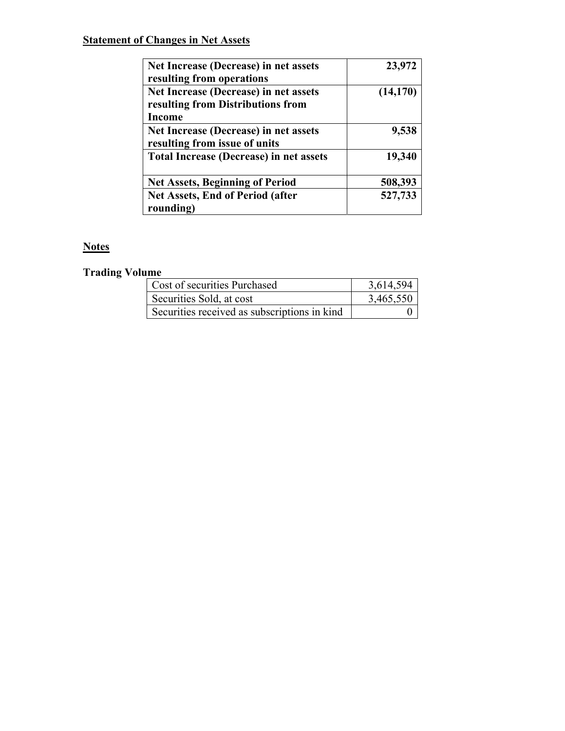## Statement of Changes in Net Assets

| | |
|---|---|
| **Net Increase (Decrease) in net assets resulting from operations** | **23,972** |
| **Net Increase (Decrease) in net assets resulting from Distributions from Income** | **(14,170)** |
| **Net Increase (Decrease) in net assets resulting from issue of units** | **9,538** |
| **Total Increase (Decrease) in net assets** | **19,340** |
| **Net Assets, Beginning of Period** | **508,393** |
| **Net Assets, End of Period (after rounding)** | **527,733** |

## Notes

### Trading Volume

| | |
|---|---|
| Cost of securities Purchased | 3,614,594 |
| Securities Sold, at cost | 3,465,550 |
| Securities received as subscriptions in kind | 0 |